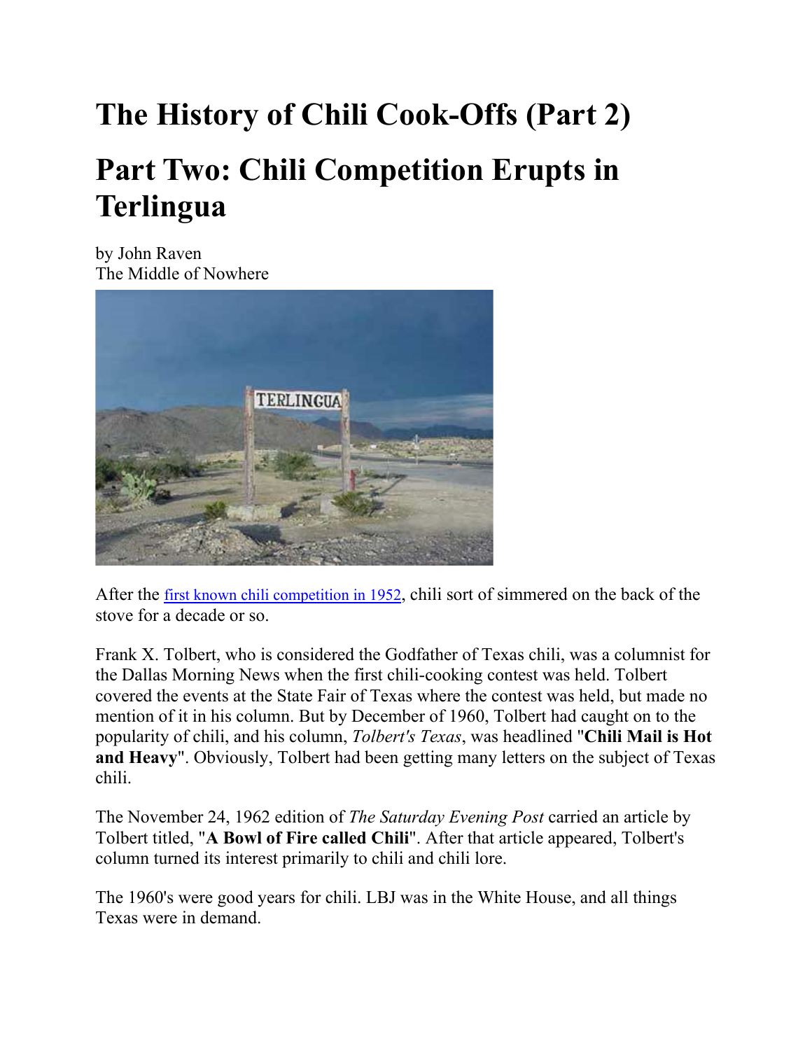# The History of Chili Cook-Offs (Part 2)

# Part Two: Chili Competition Erupts in Terlingua

by John Raven
The Middle of Nowhere

After the first known chili competition in 1952, chili sort of simmered on the back of the stove for a decade or so.

Frank X. Tolbert, who is considered the Godfather of Texas chili, was a columnist for the Dallas Morning News when the first chili-cooking contest was held. Tolbert covered the events at the State Fair of Texas where the contest was held, but made no mention of it in his column. But by December of 1960, Tolbert had caught on to the popularity of chili, and his column, *Tolbert's Texas*, was headlined "**Chili Mail is Hot and Heavy**". Obviously, Tolbert had been getting many letters on the subject of Texas chili.

The November 24, 1962 edition of *The Saturday Evening Post* carried an article by Tolbert titled, "**A Bowl of Fire called Chili**". After that article appeared, Tolbert's column turned its interest primarily to chili and chili lore.

The 1960's were good years for chili. LBJ was in the White House, and all things Texas were in demand.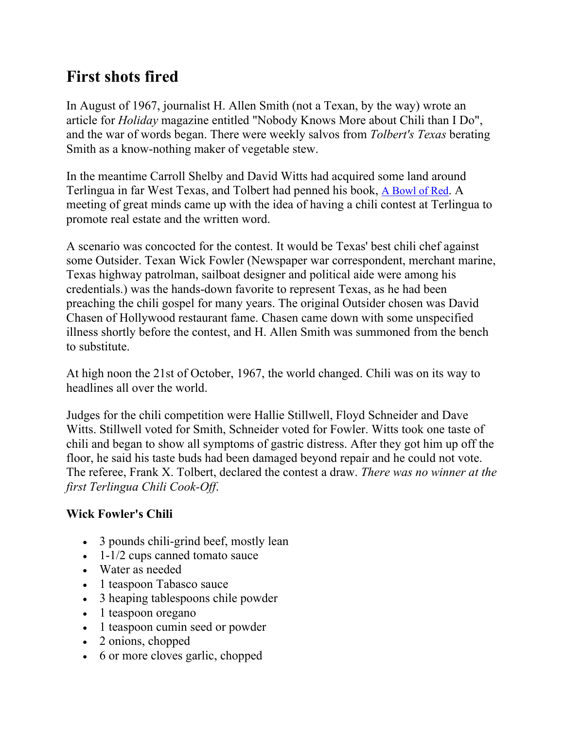## First shots fired

In August of 1967, journalist H. Allen Smith (not a Texan, by the way) wrote an article for *Holiday* magazine entitled "Nobody Knows More about Chili than I Do", and the war of words began. There were weekly salvos from *Tolbert's Texas* berating Smith as a know-nothing maker of vegetable stew.

In the meantime Carroll Shelby and David Witts had acquired some land around Terlingua in far West Texas, and Tolbert had penned his book, A Bowl of Red. A meeting of great minds came up with the idea of having a chili contest at Terlingua to promote real estate and the written word.

A scenario was concocted for the contest. It would be Texas' best chili chef against some Outsider. Texan Wick Fowler (Newspaper war correspondent, merchant marine, Texas highway patrolman, sailboat designer and political aide were among his credentials.) was the hands-down favorite to represent Texas, as he had been preaching the chili gospel for many years. The original Outsider chosen was David Chasen of Hollywood restaurant fame. Chasen came down with some unspecified illness shortly before the contest, and H. Allen Smith was summoned from the bench to substitute.

At high noon the 21st of October, 1967, the world changed. Chili was on its way to headlines all over the world.

Judges for the chili competition were Hallie Stillwell, Floyd Schneider and Dave Witts. Stillwell voted for Smith, Schneider voted for Fowler. Witts took one taste of chili and began to show all symptoms of gastric distress. After they got him up off the floor, he said his taste buds had been damaged beyond repair and he could not vote. The referee, Frank X. Tolbert, declared the contest a draw. *There was no winner at the first Terlingua Chili Cook-Off.*

**Wick Fowler's Chili**

- 3 pounds chili-grind beef, mostly lean
- 1-1/2 cups canned tomato sauce
- Water as needed
- 1 teaspoon Tabasco sauce
- 3 heaping tablespoons chile powder
- 1 teaspoon oregano
- 1 teaspoon cumin seed or powder
- 2 onions, chopped
- 6 or more cloves garlic, chopped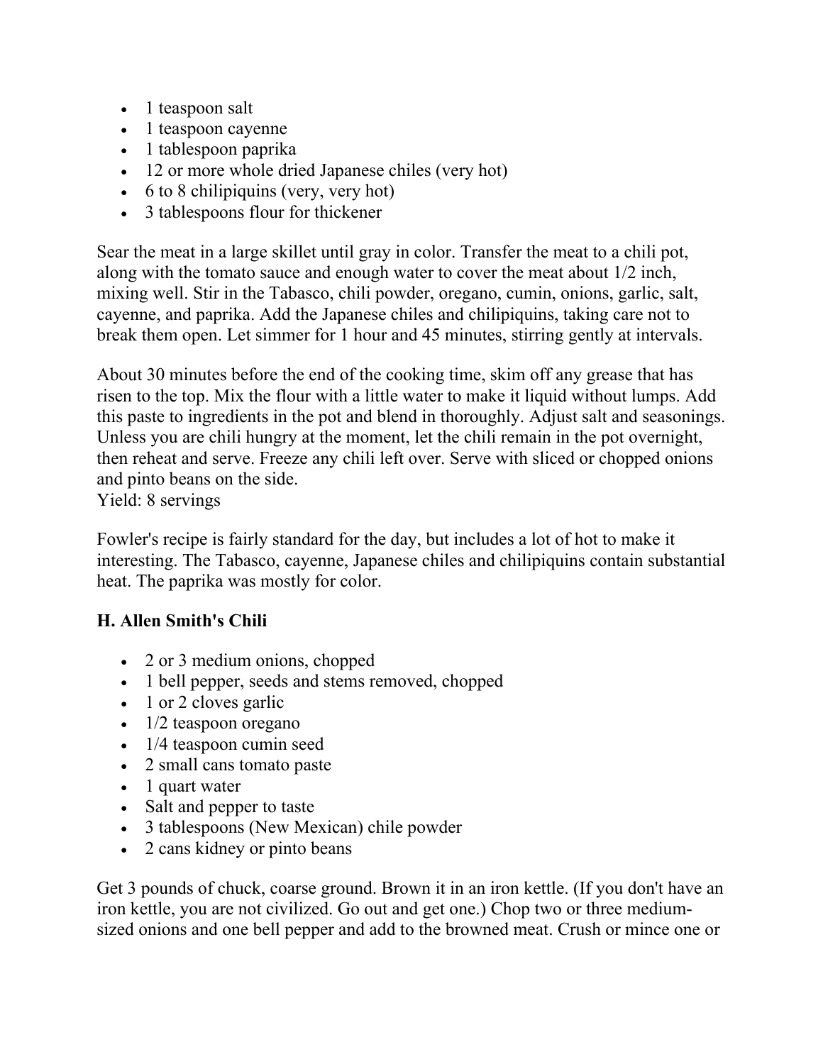- 1 teaspoon salt
- 1 teaspoon cayenne
- 1 tablespoon paprika
- 12 or more whole dried Japanese chiles (very hot)
- 6 to 8 chilipiquins (very, very hot)
- 3 tablespoons flour for thickener

Sear the meat in a large skillet until gray in color. Transfer the meat to a chili pot, along with the tomato sauce and enough water to cover the meat about 1/2 inch, mixing well. Stir in the Tabasco, chili powder, oregano, cumin, onions, garlic, salt, cayenne, and paprika. Add the Japanese chiles and chilipiquins, taking care not to break them open. Let simmer for 1 hour and 45 minutes, stirring gently at intervals.

About 30 minutes before the end of the cooking time, skim off any grease that has risen to the top. Mix the flour with a little water to make it liquid without lumps. Add this paste to ingredients in the pot and blend in thoroughly. Adjust salt and seasonings. Unless you are chili hungry at the moment, let the chili remain in the pot overnight, then reheat and serve. Freeze any chili left over. Serve with sliced or chopped onions and pinto beans on the side.
Yield: 8 servings

Fowler's recipe is fairly standard for the day, but includes a lot of hot to make it interesting. The Tabasco, cayenne, Japanese chiles and chilipiquins contain substantial heat. The paprika was mostly for color.

**H. Allen Smith's Chili**

- 2 or 3 medium onions, chopped
- 1 bell pepper, seeds and stems removed, chopped
- 1 or 2 cloves garlic
- 1/2 teaspoon oregano
- 1/4 teaspoon cumin seed
- 2 small cans tomato paste
- 1 quart water
- Salt and pepper to taste
- 3 tablespoons (New Mexican) chile powder
- 2 cans kidney or pinto beans

Get 3 pounds of chuck, coarse ground. Brown it in an iron kettle. (If you don't have an iron kettle, you are not civilized. Go out and get one.) Chop two or three medium-sized onions and one bell pepper and add to the browned meat. Crush or mince one or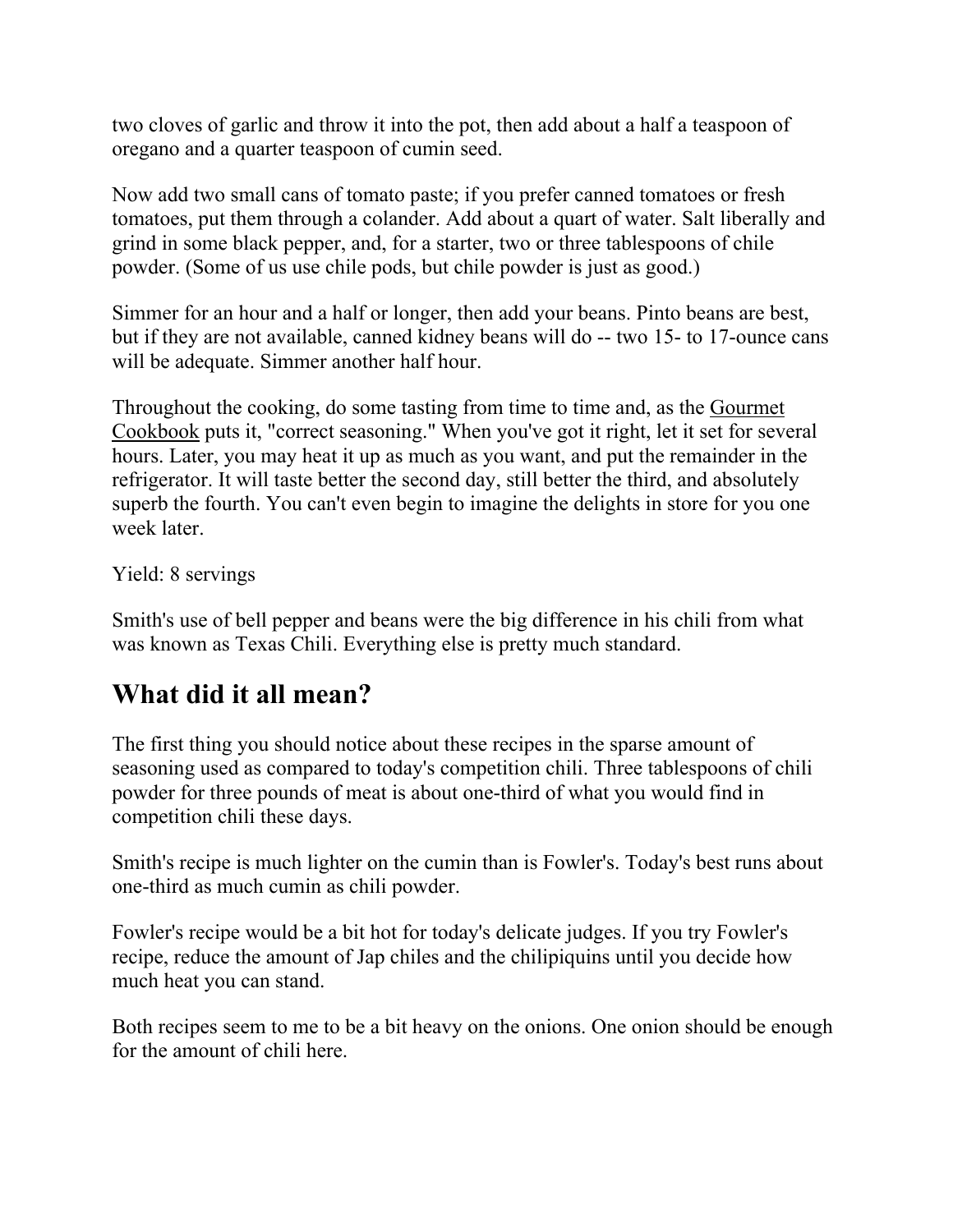two cloves of garlic and throw it into the pot, then add about a half a teaspoon of oregano and a quarter teaspoon of cumin seed.

Now add two small cans of tomato paste; if you prefer canned tomatoes or fresh tomatoes, put them through a colander. Add about a quart of water. Salt liberally and grind in some black pepper, and, for a starter, two or three tablespoons of chile powder. (Some of us use chile pods, but chile powder is just as good.)

Simmer for an hour and a half or longer, then add your beans. Pinto beans are best, but if they are not available, canned kidney beans will do -- two 15- to 17-ounce cans will be adequate. Simmer another half hour.

Throughout the cooking, do some tasting from time to time and, as the Gourmet Cookbook puts it, "correct seasoning." When you've got it right, let it set for several hours. Later, you may heat it up as much as you want, and put the remainder in the refrigerator. It will taste better the second day, still better the third, and absolutely superb the fourth. You can't even begin to imagine the delights in store for you one week later.

Yield: 8 servings

Smith's use of bell pepper and beans were the big difference in his chili from what was known as Texas Chili. Everything else is pretty much standard.

## What did it all mean?

The first thing you should notice about these recipes in the sparse amount of seasoning used as compared to today's competition chili. Three tablespoons of chili powder for three pounds of meat is about one-third of what you would find in competition chili these days.

Smith's recipe is much lighter on the cumin than is Fowler's. Today's best runs about one-third as much cumin as chili powder.

Fowler's recipe would be a bit hot for today's delicate judges. If you try Fowler's recipe, reduce the amount of Jap chiles and the chilipiquins until you decide how much heat you can stand.

Both recipes seem to me to be a bit heavy on the onions. One onion should be enough for the amount of chili here.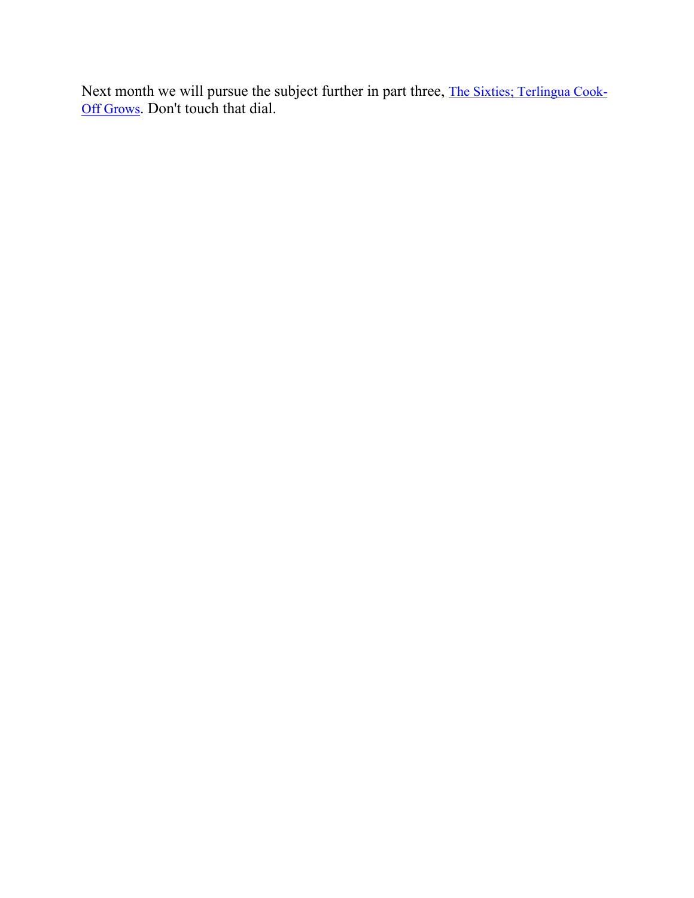Next month we will pursue the subject further in part three, The Sixties; Terlingua Cook-Off Grows. Don't touch that dial.